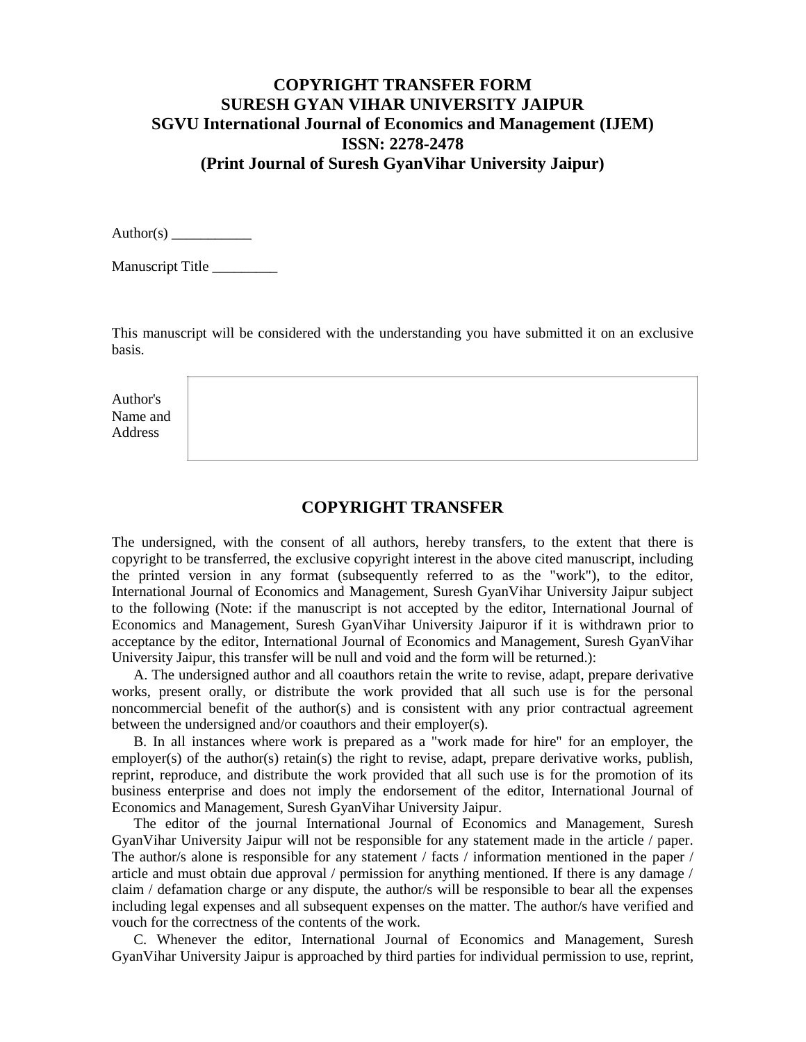# COPYRIGHT TRANSFER FORM
# SURESH GYAN VIHAR UNIVERSITY JAIPUR
# SGVU International Journal of Economics and Management (IJEM)
# ISSN: 2278-2478
# (Print Journal of Suresh GyanVihar University Jaipur)

Author(s) ___________

Manuscript Title _________

This manuscript will be considered with the understanding you have submitted it on an exclusive basis.

| Author's Name and Address | |
|---|---|

## COPYRIGHT TRANSFER

The undersigned, with the consent of all authors, hereby transfers, to the extent that there is copyright to be transferred, the exclusive copyright interest in the above cited manuscript, including the printed version in any format (subsequently referred to as the "work"), to the editor, International Journal of Economics and Management, Suresh GyanVihar University Jaipur subject to the following (Note: if the manuscript is not accepted by the editor, International Journal of Economics and Management, Suresh GyanVihar University Jaipuror if it is withdrawn prior to acceptance by the editor, International Journal of Economics and Management, Suresh GyanVihar University Jaipur, this transfer will be null and void and the form will be returned.):

A. The undersigned author and all coauthors retain the write to revise, adapt, prepare derivative works, present orally, or distribute the work provided that all such use is for the personal noncommercial benefit of the author(s) and is consistent with any prior contractual agreement between the undersigned and/or coauthors and their employer(s).

B. In all instances where work is prepared as a "work made for hire" for an employer, the employer(s) of the author(s) retain(s) the right to revise, adapt, prepare derivative works, publish, reprint, reproduce, and distribute the work provided that all such use is for the promotion of its business enterprise and does not imply the endorsement of the editor, International Journal of Economics and Management, Suresh GyanVihar University Jaipur.

The editor of the journal International Journal of Economics and Management, Suresh GyanVihar University Jaipur will not be responsible for any statement made in the article / paper. The author/s alone is responsible for any statement / facts / information mentioned in the paper / article and must obtain due approval / permission for anything mentioned. If there is any damage / claim / defamation charge or any dispute, the author/s will be responsible to bear all the expenses including legal expenses and all subsequent expenses on the matter. The author/s have verified and vouch for the correctness of the contents of the work.

C. Whenever the editor, International Journal of Economics and Management, Suresh GyanVihar University Jaipur is approached by third parties for individual permission to use, reprint,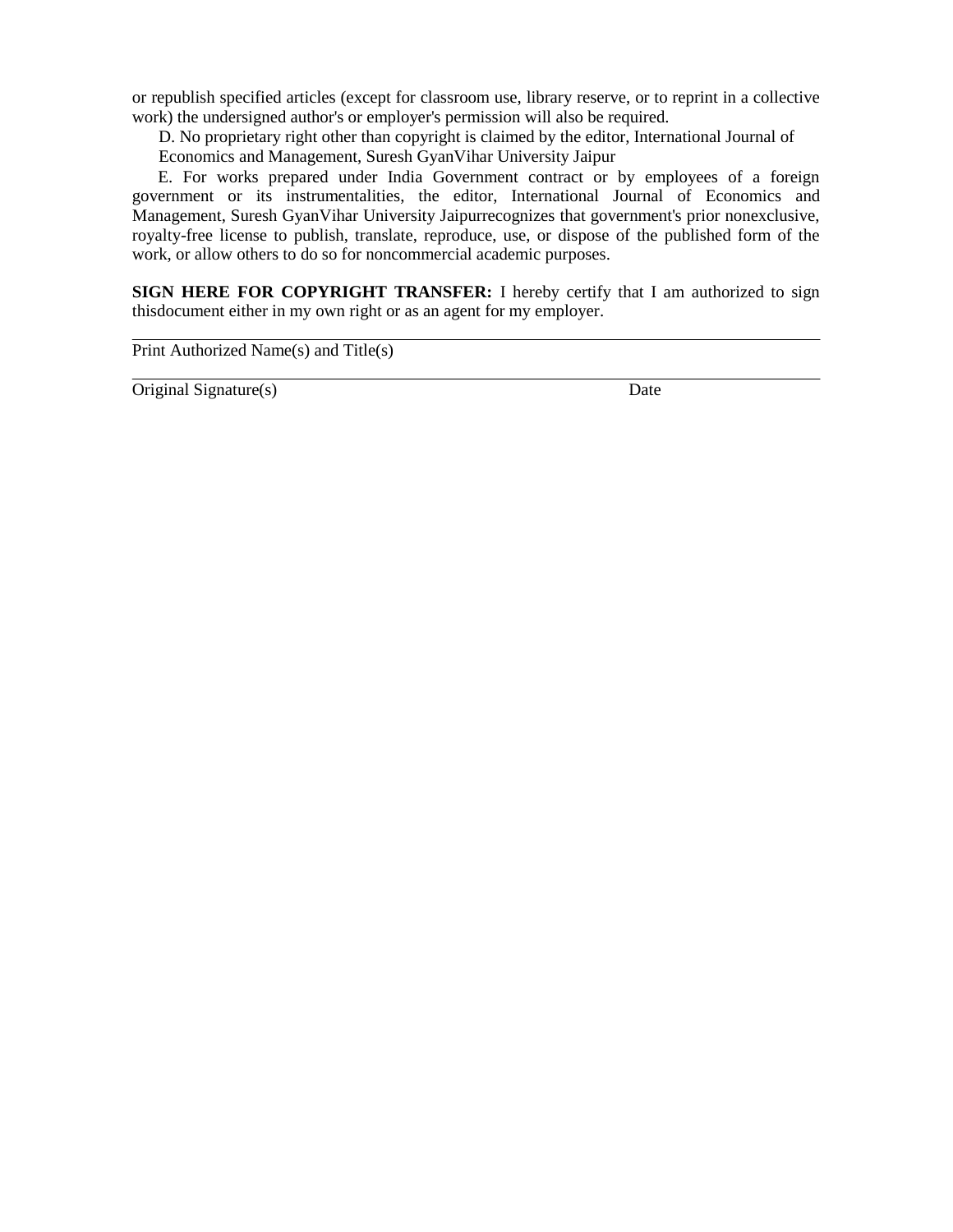or republish specified articles (except for classroom use, library reserve, or to reprint in a collective work) the undersigned author's or employer's permission will also be required.

D. No proprietary right other than copyright is claimed by the editor, International Journal of Economics and Management, Suresh GyanVihar University Jaipur

E. For works prepared under India Government contract or by employees of a foreign government or its instrumentalities, the editor, International Journal of Economics and Management, Suresh GyanVihar University Jaipurrecognizes that government's prior nonexclusive, royalty-free license to publish, translate, reproduce, use, or dispose of the published form of the work, or allow others to do so for noncommercial academic purposes.

**SIGN HERE FOR COPYRIGHT TRANSFER:** I hereby certify that I am authorized to sign thisdocument either in my own right or as an agent for my employer.

\_\_\_\_\_\_\_\_\_\_\_\_\_\_\_\_\_\_\_\_\_\_\_\_\_\_\_\_\_\_\_\_\_\_\_\_\_\_\_\_\_\_\_\_\_\_\_\_\_\_\_\_\_\_\_\_\_\_\_\_

Print Authorized Name(s) and Title(s)

\_\_\_\_\_\_\_\_\_\_\_\_\_\_\_\_\_\_\_\_\_\_\_\_\_\_\_\_\_\_\_\_\_\_\_\_\_\_\_\_\_\_\_\_\_\_\_\_\_\_\_\_\_\_\_\_\_\_\_\_

Original Signature(s) Date